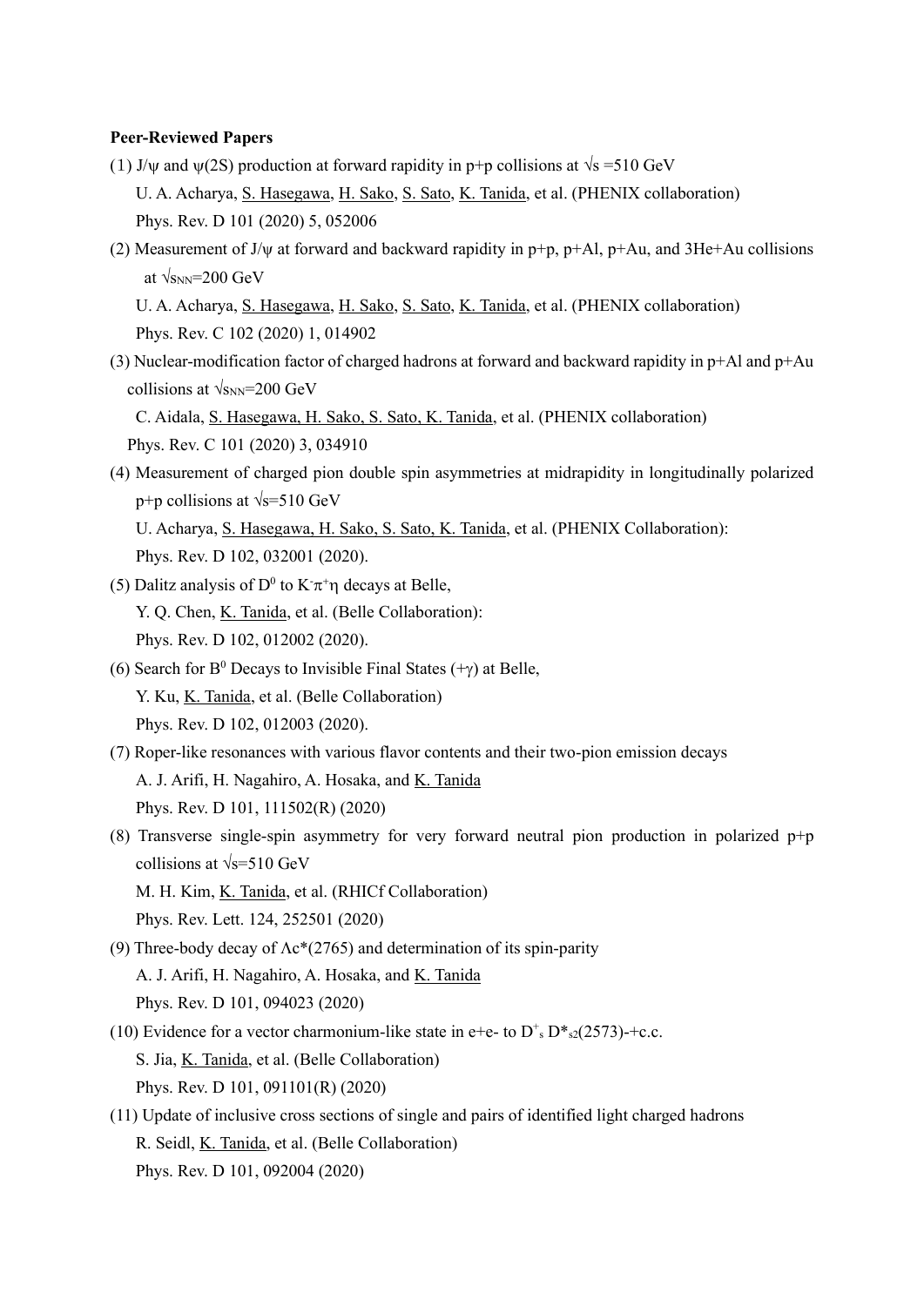**Peer-Reviewed Papers**

(1) J/ψ and ψ(2S) production at forward rapidity in p+p collisions at √s =510 GeV

U. A. Acharya, S. Hasegawa, H. Sako, S. Sato, K. Tanida, et al. (PHENIX collaboration)

Phys. Rev. D 101 (2020) 5, 052006

(2) Measurement of J/ψ at forward and backward rapidity in p+p, p+Al, p+Au, and 3He+Au collisions at $\sqrt{s_{NN}}$=200 GeV

U. A. Acharya, S. Hasegawa, H. Sako, S. Sato, K. Tanida, et al. (PHENIX collaboration)

Phys. Rev. C 102 (2020) 1, 014902

(3) Nuclear-modification factor of charged hadrons at forward and backward rapidity in p+Al and p+Au collisions at $\sqrt{s_{NN}}$=200 GeV

C. Aidala, S. Hasegawa, H. Sako, S. Sato, K. Tanida, et al. (PHENIX collaboration)

Phys. Rev. C 101 (2020) 3, 034910

(4) Measurement of charged pion double spin asymmetries at midrapidity in longitudinally polarized p+p collisions at √s=510 GeV

U. Acharya, S. Hasegawa, H. Sako, S. Sato, K. Tanida, et al. (PHENIX Collaboration):

Phys. Rev. D 102, 032001 (2020).

(5) Dalitz analysis of $D^0$ to $K^-\pi^+\eta$ decays at Belle,

Y. Q. Chen, K. Tanida, et al. (Belle Collaboration):

Phys. Rev. D 102, 012002 (2020).

(6) Search for $B^0$ Decays to Invisible Final States (+γ) at Belle,

Y. Ku, K. Tanida, et al. (Belle Collaboration)

Phys. Rev. D 102, 012003 (2020).

(7) Roper-like resonances with various flavor contents and their two-pion emission decays

A. J. Arifi, H. Nagahiro, A. Hosaka, and K. Tanida

Phys. Rev. D 101, 111502(R) (2020)

(8) Transverse single-spin asymmetry for very forward neutral pion production in polarized p+p collisions at √s=510 GeV

M. H. Kim, K. Tanida, et al. (RHICf Collaboration)

Phys. Rev. Lett. 124, 252501 (2020)

(9) Three-body decay of Λc*(2765) and determination of its spin-parity

A. J. Arifi, H. Nagahiro, A. Hosaka, and K. Tanida

Phys. Rev. D 101, 094023 (2020)

(10) Evidence for a vector charmonium-like state in e+e- to $D^+_s$ $D^*_{s2}(2573)^-$+c.c.

S. Jia, K. Tanida, et al. (Belle Collaboration)

Phys. Rev. D 101, 091101(R) (2020)

(11) Update of inclusive cross sections of single and pairs of identified light charged hadrons

R. Seidl, K. Tanida, et al. (Belle Collaboration)

Phys. Rev. D 101, 092004 (2020)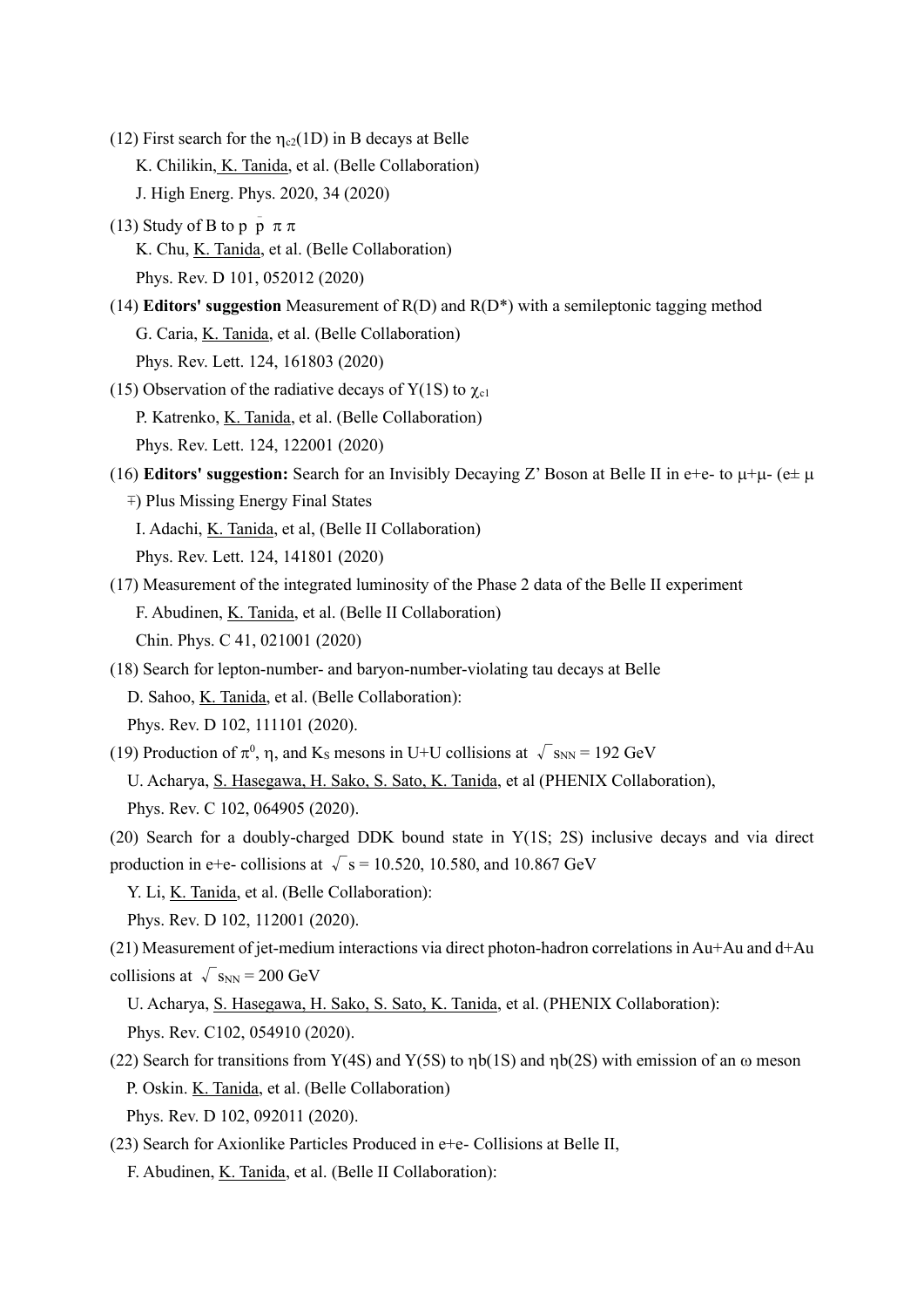(12) First search for the $\eta_{c2}(1D)$ in B decays at Belle

K. Chilikin, K. Tanida, et al. (Belle Collaboration)

J. High Energ. Phys. 2020, 34 (2020)

(13) Study of B to p $\bar{p}$ $\pi$ $\pi$

K. Chu, K. Tanida, et al. (Belle Collaboration)

Phys. Rev. D 101, 052012 (2020)

(14) **Editors' suggestion** Measurement of R(D) and R(D*) with a semileptonic tagging method

G. Caria, K. Tanida, et al. (Belle Collaboration)

Phys. Rev. Lett. 124, 161803 (2020)

(15) Observation of the radiative decays of $\Upsilon$(1S) to $\chi_{c1}$

P. Katrenko, K. Tanida, et al. (Belle Collaboration)

Phys. Rev. Lett. 124, 122001 (2020)

(16) **Editors' suggestion:** Search for an Invisibly Decaying Z' Boson at Belle II in e+e- to $\mu$+$\mu$- ($e\pm$ $\mu\mp$) Plus Missing Energy Final States

I. Adachi, K. Tanida, et al, (Belle II Collaboration)

Phys. Rev. Lett. 124, 141801 (2020)

(17) Measurement of the integrated luminosity of the Phase 2 data of the Belle II experiment

F. Abudinen, K. Tanida, et al. (Belle II Collaboration)

Chin. Phys. C 41, 021001 (2020)

(18) Search for lepton-number- and baryon-number-violating tau decays at Belle

D. Sahoo, K. Tanida, et al. (Belle Collaboration):

Phys. Rev. D 102, 111101 (2020).

(19) Production of $\pi^0$, $\eta$, and $K_S$ mesons in U+U collisions at $\sqrt{s_{NN}}$ = 192 GeV

U. Acharya, S. Hasegawa, H. Sako, S. Sato, K. Tanida, et al (PHENIX Collaboration),

Phys. Rev. C 102, 064905 (2020).

(20) Search for a doubly-charged DDK bound state in $\Upsilon$(1S; 2S) inclusive decays and via direct production in e+e- collisions at $\sqrt{s}$ = 10.520, 10.580, and 10.867 GeV

Y. Li, K. Tanida, et al. (Belle Collaboration):

Phys. Rev. D 102, 112001 (2020).

(21) Measurement of jet-medium interactions via direct photon-hadron correlations in Au+Au and d+Au collisions at $\sqrt{s_{NN}}$ = 200 GeV

U. Acharya, S. Hasegawa, H. Sako, S. Sato, K. Tanida, et al. (PHENIX Collaboration):

Phys. Rev. C102, 054910 (2020).

(22) Search for transitions from $\Upsilon$(4S) and $\Upsilon$(5S) to $\eta$b(1S) and $\eta$b(2S) with emission of an $\omega$ meson

P. Oskin. K. Tanida, et al. (Belle Collaboration)

Phys. Rev. D 102, 092011 (2020).

(23) Search for Axionlike Particles Produced in e+e- Collisions at Belle II,

F. Abudinen, K. Tanida, et al. (Belle II Collaboration):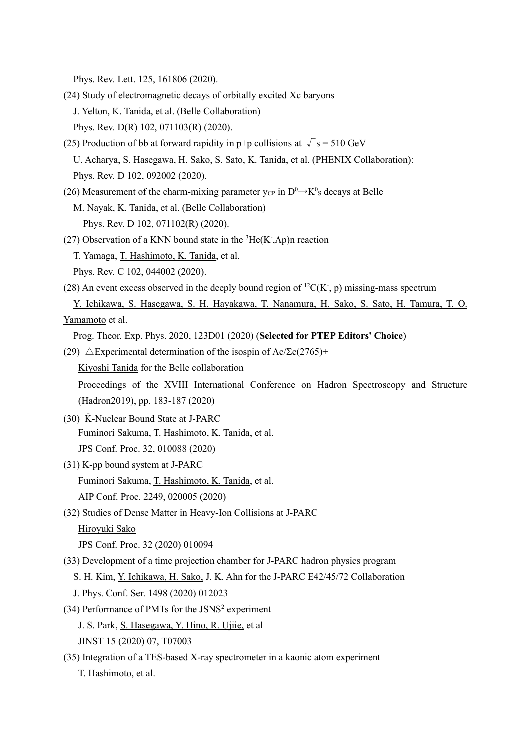Phys. Rev. Lett. 125, 161806 (2020).

(24) Study of electromagnetic decays of orbitally excited Xc baryons

J. Yelton, K. Tanida, et al. (Belle Collaboration)

Phys. Rev. D(R) 102, 071103(R) (2020).

(25) Production of bb at forward rapidity in p+p collisions at $\sqrt{s}$ = 510 GeV

U. Acharya, S. Hasegawa, H. Sako, S. Sato, K. Tanida, et al. (PHENIX Collaboration):

Phys. Rev. D 102, 092002 (2020).

(26) Measurement of the charm-mixing parameter $y_{CP}$ in $D^0 \to K^0_S$ decays at Belle

M. Nayak, K. Tanida, et al. (Belle Collaboration)

Phys. Rev. D 102, 071102(R) (2020).

(27) Observation of a KNN bound state in the $^3$He($K^-$,Λp)n reaction

T. Yamaga, T. Hashimoto, K. Tanida, et al.

Phys. Rev. C 102, 044002 (2020).

(28) An event excess observed in the deeply bound region of $^{12}$C($K^-$, p) missing-mass spectrum

Y. Ichikawa, S. Hasegawa, S. H. Hayakawa, T. Nanamura, H. Sako, S. Sato, H. Tamura, T. O. Yamamoto et al.

Prog. Theor. Exp. Phys. 2020, 123D01 (2020) (**Selected for PTEP Editors' Choice**)

(29) △Experimental determination of the isospin of Λc/Σc(2765)+

Kiyoshi Tanida for the Belle collaboration

Proceedings of the XVIII International Conference on Hadron Spectroscopy and Structure (Hadron2019), pp. 183-187 (2020)

(30) $\bar{K}$-Nuclear Bound State at J-PARC

Fuminori Sakuma, T. Hashimoto, K. Tanida, et al.

JPS Conf. Proc. 32, 010088 (2020)

(31) K-pp bound system at J-PARC

Fuminori Sakuma, T. Hashimoto, K. Tanida, et al.

AIP Conf. Proc. 2249, 020005 (2020)

(32) Studies of Dense Matter in Heavy-Ion Collisions at J-PARC

Hiroyuki Sako

JPS Conf. Proc. 32 (2020) 010094

(33) Development of a time projection chamber for J-PARC hadron physics program

S. H. Kim, Y. Ichikawa, H. Sako, J. K. Ahn for the J-PARC E42/45/72 Collaboration

J. Phys. Conf. Ser. 1498 (2020) 012023

(34) Performance of PMTs for the JSNS$^2$ experiment

J. S. Park, S. Hasegawa, Y. Hino, R. Ujiie, et al

JINST 15 (2020) 07, T07003

(35) Integration of a TES-based X-ray spectrometer in a kaonic atom experiment

T. Hashimoto, et al.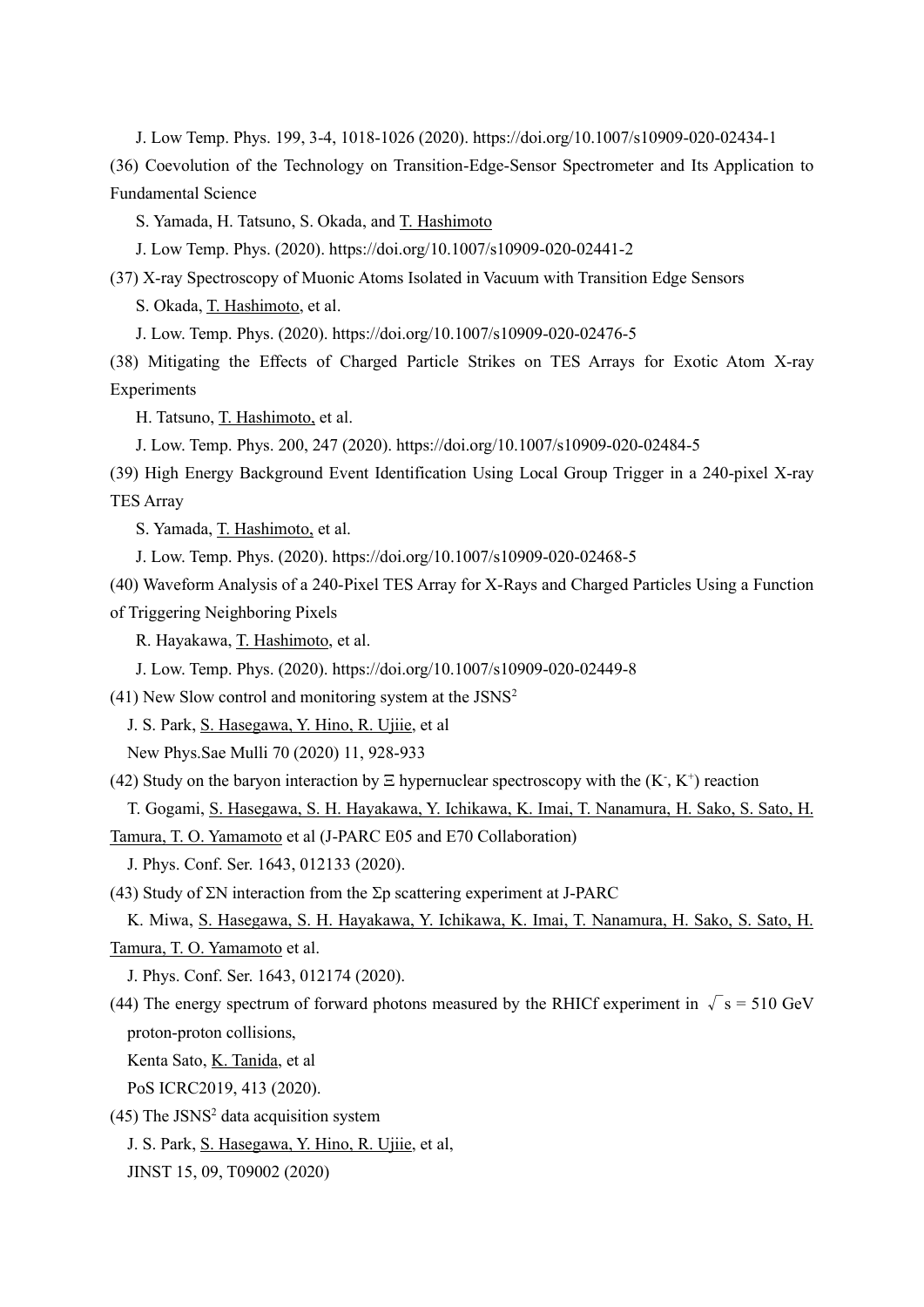J. Low Temp. Phys. 199, 3-4, 1018-1026 (2020). https://doi.org/10.1007/s10909-020-02434-1

(36) Coevolution of the Technology on Transition-Edge-Sensor Spectrometer and Its Application to Fundamental Science

S. Yamada, H. Tatsuno, S. Okada, and T. Hashimoto

J. Low Temp. Phys. (2020). https://doi.org/10.1007/s10909-020-02441-2

(37) X-ray Spectroscopy of Muonic Atoms Isolated in Vacuum with Transition Edge Sensors

S. Okada, T. Hashimoto, et al.

J. Low. Temp. Phys. (2020). https://doi.org/10.1007/s10909-020-02476-5

(38) Mitigating the Effects of Charged Particle Strikes on TES Arrays for Exotic Atom X-ray Experiments

H. Tatsuno, T. Hashimoto, et al.

J. Low. Temp. Phys. 200, 247 (2020). https://doi.org/10.1007/s10909-020-02484-5

(39) High Energy Background Event Identification Using Local Group Trigger in a 240-pixel X-ray TES Array

S. Yamada, T. Hashimoto, et al.

J. Low. Temp. Phys. (2020). https://doi.org/10.1007/s10909-020-02468-5

(40) Waveform Analysis of a 240-Pixel TES Array for X-Rays and Charged Particles Using a Function of Triggering Neighboring Pixels

R. Hayakawa, T. Hashimoto, et al.

J. Low. Temp. Phys. (2020). https://doi.org/10.1007/s10909-020-02449-8

(41) New Slow control and monitoring system at the $JSNS^2$

J. S. Park, S. Hasegawa, Y. Hino, R. Ujiie, et al

New Phys.Sae Mulli 70 (2020) 11, 928-933

(42) Study on the baryon interaction by Ξ hypernuclear spectroscopy with the ($K^-$, $K^+$) reaction

T. Gogami, S. Hasegawa, S. H. Hayakawa, Y. Ichikawa, K. Imai, T. Nanamura, H. Sako, S. Sato, H. Tamura, T. O. Yamamoto et al (J-PARC E05 and E70 Collaboration)

J. Phys. Conf. Ser. 1643, 012133 (2020).

(43) Study of ΣN interaction from the Σp scattering experiment at J-PARC

K. Miwa, S. Hasegawa, S. H. Hayakawa, Y. Ichikawa, K. Imai, T. Nanamura, H. Sako, S. Sato, H. Tamura, T. O. Yamamoto et al.

J. Phys. Conf. Ser. 1643, 012174 (2020).

(44) The energy spectrum of forward photons measured by the RHICf experiment in $\sqrt{s}$ = 510 GeV proton-proton collisions,

Kenta Sato, K. Tanida, et al

PoS ICRC2019, 413 (2020).

(45) The $JSNS^2$ data acquisition system

J. S. Park, S. Hasegawa, Y. Hino, R. Ujiie, et al,

JINST 15, 09, T09002 (2020)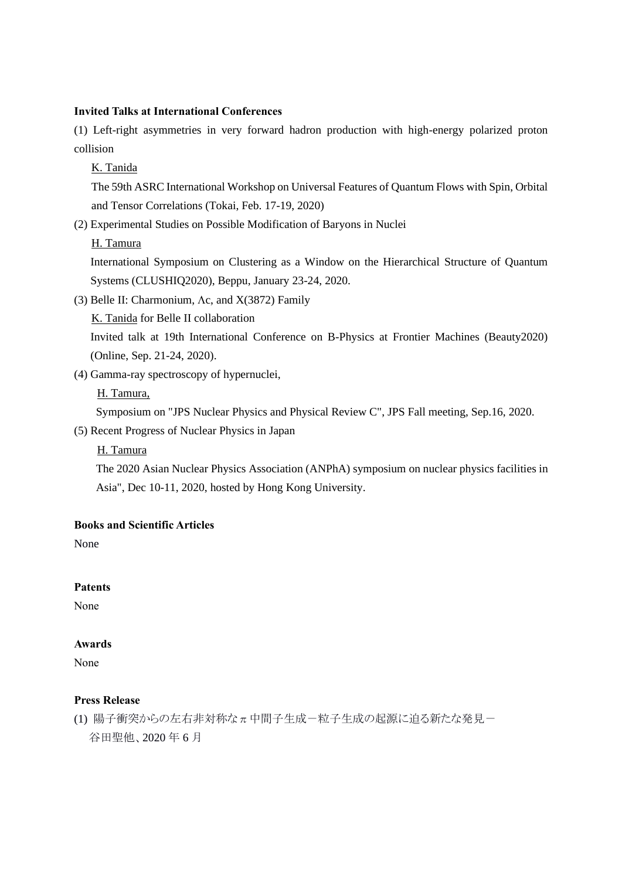**Invited Talks at International Conferences**

(1) Left-right asymmetries in very forward hadron production with high-energy polarized proton collision

K. Tanida

The 59th ASRC International Workshop on Universal Features of Quantum Flows with Spin, Orbital and Tensor Correlations (Tokai, Feb. 17-19, 2020)

(2) Experimental Studies on Possible Modification of Baryons in Nuclei

H. Tamura

International Symposium on Clustering as a Window on the Hierarchical Structure of Quantum Systems (CLUSHIQ2020), Beppu, January 23-24, 2020.

(3) Belle II: Charmonium, Λc, and X(3872) Family

K. Tanida for Belle II collaboration

Invited talk at 19th International Conference on B-Physics at Frontier Machines (Beauty2020) (Online, Sep. 21-24, 2020).

(4) Gamma-ray spectroscopy of hypernuclei,

H. Tamura,

Symposium on "JPS Nuclear Physics and Physical Review C", JPS Fall meeting, Sep.16, 2020.

(5) Recent Progress of Nuclear Physics in Japan

H. Tamura

The 2020 Asian Nuclear Physics Association (ANPhA) symposium on nuclear physics facilities in Asia", Dec 10-11, 2020, hosted by Hong Kong University.

**Books and Scientific Articles**

None

**Patents**

None

**Awards**

None

**Press Release**

(1) 陽子衝突からの左右非対称なπ中間子生成－粒子生成の起源に迫る新たな発見－

谷田聖他、2020 年 6 月